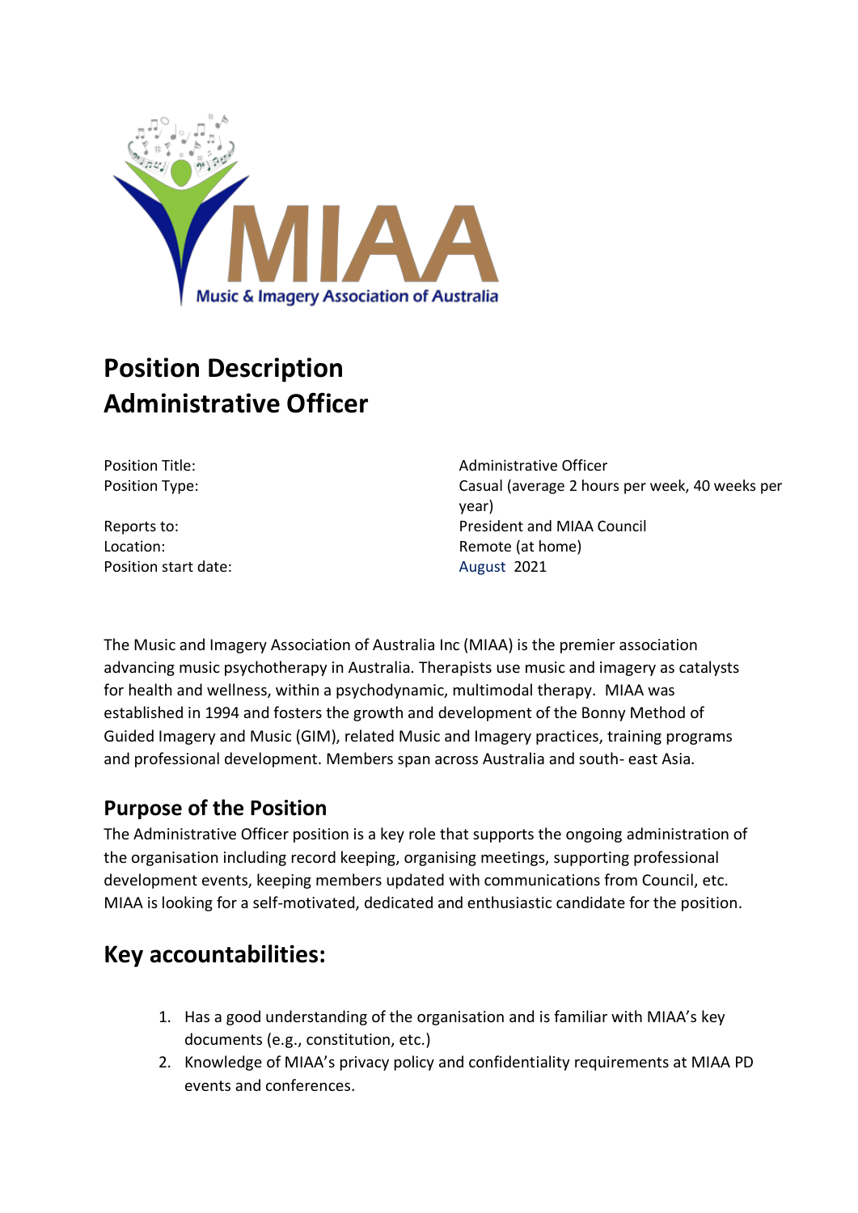MIAA
Music & Imagery Association of Australia

# Position Description
# Administrative Officer

| | |
|---|---|
| Position Title: | Administrative Officer |
| Position Type: | Casual (average 2 hours per week, 40 weeks per year) |
| Reports to: | President and MIAA Council |
| Location: | Remote (at home) |
| Position start date: | August 2021 |

The Music and Imagery Association of Australia Inc (MIAA) is the premier association advancing music psychotherapy in Australia. Therapists use music and imagery as catalysts for health and wellness, within a psychodynamic, multimodal therapy. MIAA was established in 1994 and fosters the growth and development of the Bonny Method of Guided Imagery and Music (GIM), related Music and Imagery practices, training programs and professional development. Members span across Australia and south- east Asia.

## Purpose of the Position

The Administrative Officer position is a key role that supports the ongoing administration of the organisation including record keeping, organising meetings, supporting professional development events, keeping members updated with communications from Council, etc. MIAA is looking for a self-motivated, dedicated and enthusiastic candidate for the position.

## Key accountabilities:

1. Has a good understanding of the organisation and is familiar with MIAA's key documents (e.g., constitution, etc.)
2. Knowledge of MIAA's privacy policy and confidentiality requirements at MIAA PD events and conferences.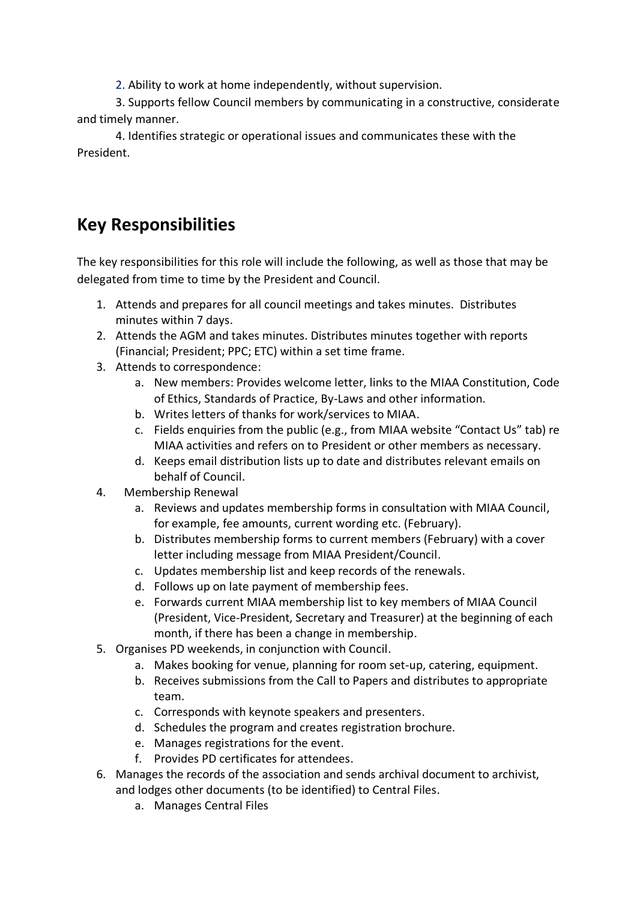2. Ability to work at home independently, without supervision.

3. Supports fellow Council members by communicating in a constructive, considerate and timely manner.

4. Identifies strategic or operational issues and communicates these with the President.

## Key Responsibilities

The key responsibilities for this role will include the following, as well as those that may be delegated from time to time by the President and Council.

1. Attends and prepares for all council meetings and takes minutes. Distributes minutes within 7 days.
2. Attends the AGM and takes minutes. Distributes minutes together with reports (Financial; President; PPC; ETC) within a set time frame.
3. Attends to correspondence:
    a. New members: Provides welcome letter, links to the MIAA Constitution, Code of Ethics, Standards of Practice, By-Laws and other information.
    b. Writes letters of thanks for work/services to MIAA.
    c. Fields enquiries from the public (e.g., from MIAA website "Contact Us" tab) re MIAA activities and refers on to President or other members as necessary.
    d. Keeps email distribution lists up to date and distributes relevant emails on behalf of Council.
4. Membership Renewal
    a. Reviews and updates membership forms in consultation with MIAA Council, for example, fee amounts, current wording etc. (February).
    b. Distributes membership forms to current members (February) with a cover letter including message from MIAA President/Council.
    c. Updates membership list and keep records of the renewals.
    d. Follows up on late payment of membership fees.
    e. Forwards current MIAA membership list to key members of MIAA Council (President, Vice-President, Secretary and Treasurer) at the beginning of each month, if there has been a change in membership.
5. Organises PD weekends, in conjunction with Council.
    a. Makes booking for venue, planning for room set-up, catering, equipment.
    b. Receives submissions from the Call to Papers and distributes to appropriate team.
    c. Corresponds with keynote speakers and presenters.
    d. Schedules the program and creates registration brochure.
    e. Manages registrations for the event.
    f. Provides PD certificates for attendees.
6. Manages the records of the association and sends archival document to archivist, and lodges other documents (to be identified) to Central Files.
    a. Manages Central Files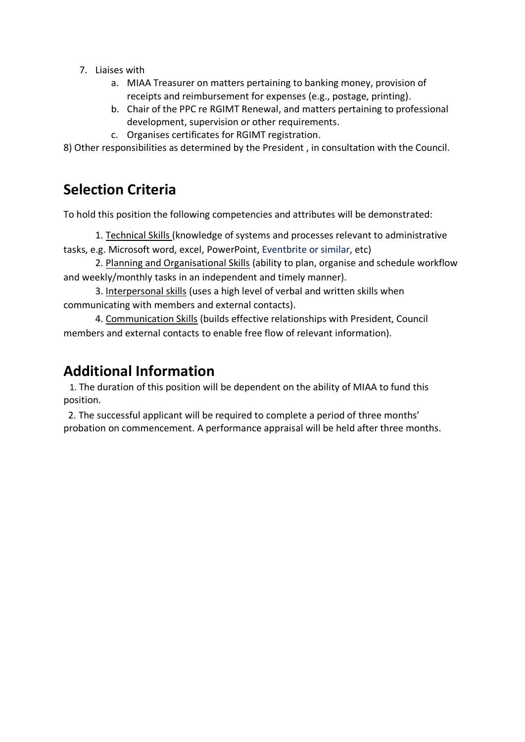7. Liaises with
    a. MIAA Treasurer on matters pertaining to banking money, provision of receipts and reimbursement for expenses (e.g., postage, printing).
    b. Chair of the PPC re RGIMT Renewal, and matters pertaining to professional development, supervision or other requirements.
    c. Organises certificates for RGIMT registration.

8) Other responsibilities as determined by the President , in consultation with the Council.

## Selection Criteria

To hold this position the following competencies and attributes will be demonstrated:

1. Technical Skills (knowledge of systems and processes relevant to administrative tasks, e.g. Microsoft word, excel, PowerPoint, Eventbrite or similar, etc)
2. Planning and Organisational Skills (ability to plan, organise and schedule workflow and weekly/monthly tasks in an independent and timely manner).
3. Interpersonal skills (uses a high level of verbal and written skills when communicating with members and external contacts).
4. Communication Skills (builds effective relationships with President, Council members and external contacts to enable free flow of relevant information).

## Additional Information

1. The duration of this position will be dependent on the ability of MIAA to fund this position.
2. The successful applicant will be required to complete a period of three months' probation on commencement. A performance appraisal will be held after three months.